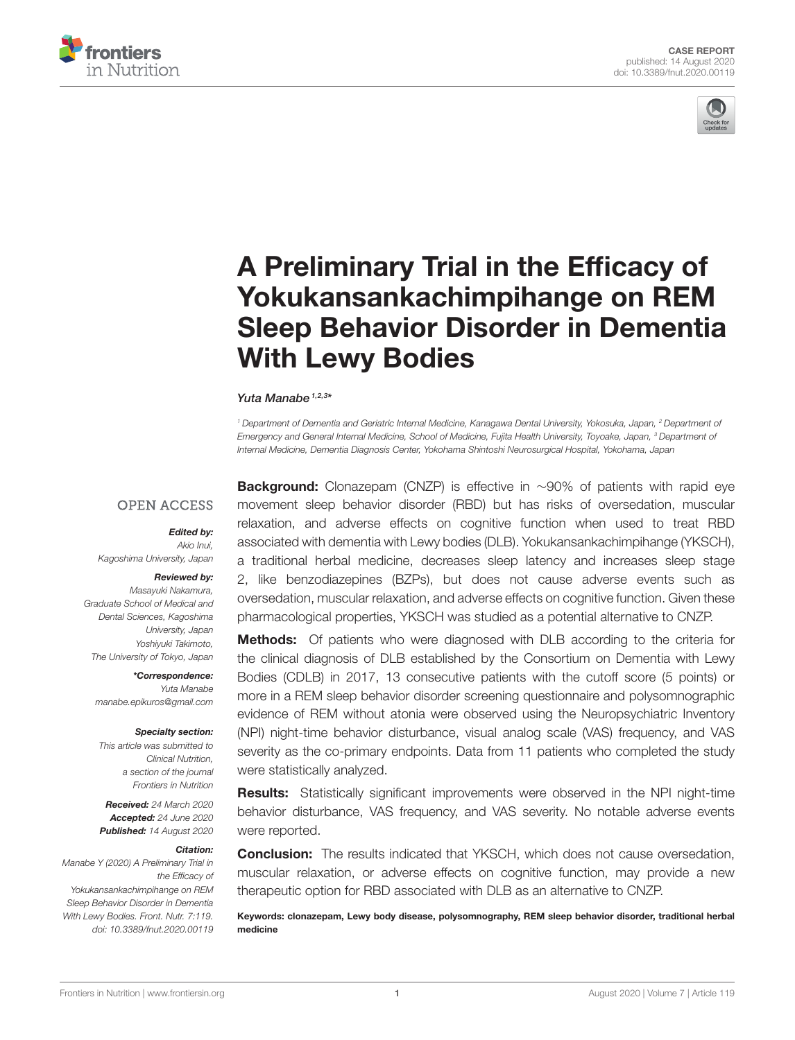CASE REPORT
published: 14 August 2020
doi: 10.3389/fnut.2020.00119

# A Preliminary Trial in the Efficacy of Yokukansankachimpihange on REM Sleep Behavior Disorder in Dementia With Lewy Bodies

*Yuta Manabe*[1,2,3]*

[1] Department of Dementia and Geriatric Internal Medicine, Kanagawa Dental University, Yokosuka, Japan, [2] Department of Emergency and General Internal Medicine, School of Medicine, Fujita Health University, Toyoake, Japan, [3] Department of Internal Medicine, Dementia Diagnosis Center, Yokohama Shintoshi Neurosurgical Hospital, Yokohama, Japan

OPEN ACCESS

***Edited by:***
*Akio Inui,*
*Kagoshima University, Japan*

***Reviewed by:***
*Masayuki Nakamura,*
*Graduate School of Medical and Dental Sciences, Kagoshima University, Japan*
*Yoshiyuki Takimoto,*
*The University of Tokyo, Japan*

***\*Correspondence:***
*Yuta Manabe*
*manabe.epikuros@gmail.com*

***Specialty section:***
*This article was submitted to Clinical Nutrition, a section of the journal Frontiers in Nutrition*

***Received:*** *24 March 2020*
***Accepted:*** *24 June 2020*
***Published:*** *14 August 2020*

***Citation:***
*Manabe Y (2020) A Preliminary Trial in the Efficacy of Yokukansankachimpihange on REM Sleep Behavior Disorder in Dementia With Lewy Bodies. Front. Nutr. 7:119. doi: 10.3389/fnut.2020.00119*

**Background:** Clonazepam (CNZP) is effective in ∼90% of patients with rapid eye movement sleep behavior disorder (RBD) but has risks of oversedation, muscular relaxation, and adverse effects on cognitive function when used to treat RBD associated with dementia with Lewy bodies (DLB). Yokukansankachimpihange (YKSCH), a traditional herbal medicine, decreases sleep latency and increases sleep stage 2, like benzodiazepines (BZPs), but does not cause adverse events such as oversedation, muscular relaxation, and adverse effects on cognitive function. Given these pharmacological properties, YKSCH was studied as a potential alternative to CNZP.

**Methods:** Of patients who were diagnosed with DLB according to the criteria for the clinical diagnosis of DLB established by the Consortium on Dementia with Lewy Bodies (CDLB) in 2017, 13 consecutive patients with the cutoff score (5 points) or more in a REM sleep behavior disorder screening questionnaire and polysomnographic evidence of REM without atonia were observed using the Neuropsychiatric Inventory (NPI) night-time behavior disturbance, visual analog scale (VAS) frequency, and VAS severity as the co-primary endpoints. Data from 11 patients who completed the study were statistically analyzed.

**Results:** Statistically significant improvements were observed in the NPI night-time behavior disturbance, VAS frequency, and VAS severity. No notable adverse events were reported.

**Conclusion:** The results indicated that YKSCH, which does not cause oversedation, muscular relaxation, or adverse effects on cognitive function, may provide a new therapeutic option for RBD associated with DLB as an alternative to CNZP.

**Keywords: clonazepam, Lewy body disease, polysomnography, REM sleep behavior disorder, traditional herbal medicine**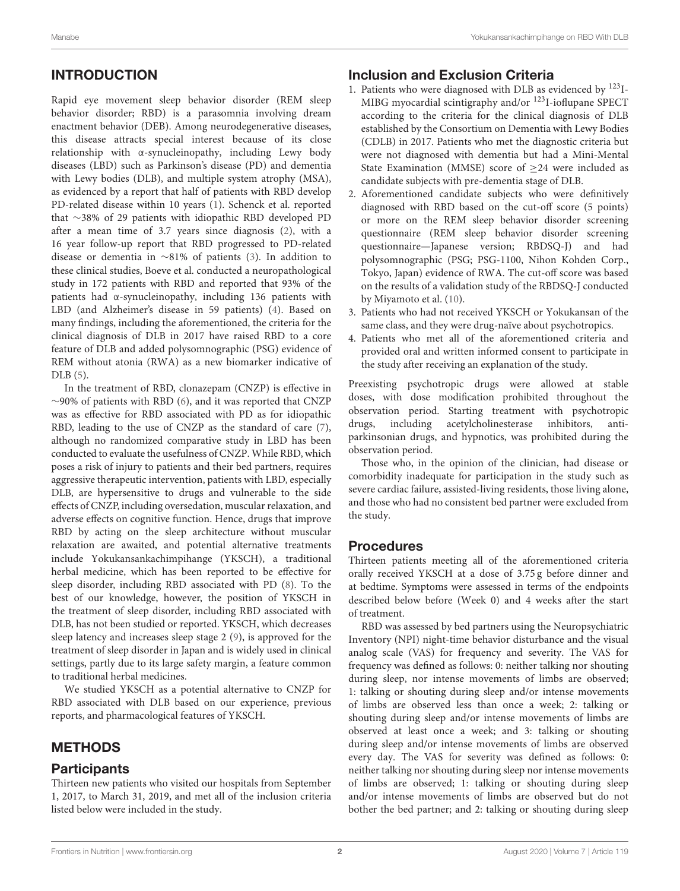## INTRODUCTION

Rapid eye movement sleep behavior disorder (REM sleep behavior disorder; RBD) is a parasomnia involving dream enactment behavior (DEB). Among neurodegenerative diseases, this disease attracts special interest because of its close relationship with α-synucleinopathy, including Lewy body diseases (LBD) such as Parkinson's disease (PD) and dementia with Lewy bodies (DLB), and multiple system atrophy (MSA), as evidenced by a report that half of patients with RBD develop PD-related disease within 10 years (1). Schenck et al. reported that ∼38% of 29 patients with idiopathic RBD developed PD after a mean time of 3.7 years since diagnosis (2), with a 16 year follow-up report that RBD progressed to PD-related disease or dementia in ∼81% of patients (3). In addition to these clinical studies, Boeve et al. conducted a neuropathological study in 172 patients with RBD and reported that 93% of the patients had α-synucleinopathy, including 136 patients with LBD (and Alzheimer's disease in 59 patients) (4). Based on many findings, including the aforementioned, the criteria for the clinical diagnosis of DLB in 2017 have raised RBD to a core feature of DLB and added polysomnographic (PSG) evidence of REM without atonia (RWA) as a new biomarker indicative of DLB (5).

In the treatment of RBD, clonazepam (CNZP) is effective in ∼90% of patients with RBD (6), and it was reported that CNZP was as effective for RBD associated with PD as for idiopathic RBD, leading to the use of CNZP as the standard of care (7), although no randomized comparative study in LBD has been conducted to evaluate the usefulness of CNZP. While RBD, which poses a risk of injury to patients and their bed partners, requires aggressive therapeutic intervention, patients with LBD, especially DLB, are hypersensitive to drugs and vulnerable to the side effects of CNZP, including oversedation, muscular relaxation, and adverse effects on cognitive function. Hence, drugs that improve RBD by acting on the sleep architecture without muscular relaxation are awaited, and potential alternative treatments include Yokukansankachimpihange (YKSCH), a traditional herbal medicine, which has been reported to be effective for sleep disorder, including RBD associated with PD (8). To the best of our knowledge, however, the position of YKSCH in the treatment of sleep disorder, including RBD associated with DLB, has not been studied or reported. YKSCH, which decreases sleep latency and increases sleep stage 2 (9), is approved for the treatment of sleep disorder in Japan and is widely used in clinical settings, partly due to its large safety margin, a feature common to traditional herbal medicines.

We studied YKSCH as a potential alternative to CNZP for RBD associated with DLB based on our experience, previous reports, and pharmacological features of YKSCH.

## METHODS

### Participants

Thirteen new patients who visited our hospitals from September 1, 2017, to March 31, 2019, and met all of the inclusion criteria listed below were included in the study.

### Inclusion and Exclusion Criteria

1. Patients who were diagnosed with DLB as evidenced by $^{123}$I-MIBG myocardial scintigraphy and/or $^{123}$I-ioflupane SPECT according to the criteria for the clinical diagnosis of DLB established by the Consortium on Dementia with Lewy Bodies (CDLB) in 2017. Patients who met the diagnostic criteria but were not diagnosed with dementia but had a Mini-Mental State Examination (MMSE) score of ≥24 were included as candidate subjects with pre-dementia stage of DLB.
2. Aforementioned candidate subjects who were definitively diagnosed with RBD based on the cut-off score (5 points) or more on the REM sleep behavior disorder screening questionnaire (REM sleep behavior disorder screening questionnaire—Japanese version; RBDSQ-J) and had polysomnographic (PSG; PSG-1100, Nihon Kohden Corp., Tokyo, Japan) evidence of RWA. The cut-off score was based on the results of a validation study of the RBDSQ-J conducted by Miyamoto et al. (10).
3. Patients who had not received YKSCH or Yokukansan of the same class, and they were drug-naïve about psychotropics.
4. Patients who met all of the aforementioned criteria and provided oral and written informed consent to participate in the study after receiving an explanation of the study.

Preexisting psychotropic drugs were allowed at stable doses, with dose modification prohibited throughout the observation period. Starting treatment with psychotropic drugs, including acetylcholinesterase inhibitors, anti-parkinsonian drugs, and hypnotics, was prohibited during the observation period.

Those who, in the opinion of the clinician, had disease or comorbidity inadequate for participation in the study such as severe cardiac failure, assisted-living residents, those living alone, and those who had no consistent bed partner were excluded from the study.

### Procedures

Thirteen patients meeting all of the aforementioned criteria orally received YKSCH at a dose of 3.75 g before dinner and at bedtime. Symptoms were assessed in terms of the endpoints described below before (Week 0) and 4 weeks after the start of treatment.

RBD was assessed by bed partners using the Neuropsychiatric Inventory (NPI) night-time behavior disturbance and the visual analog scale (VAS) for frequency and severity. The VAS for frequency was defined as follows: 0: neither talking nor shouting during sleep, nor intense movements of limbs are observed; 1: talking or shouting during sleep and/or intense movements of limbs are observed less than once a week; 2: talking or shouting during sleep and/or intense movements of limbs are observed at least once a week; and 3: talking or shouting during sleep and/or intense movements of limbs are observed every day. The VAS for severity was defined as follows: 0: neither talking nor shouting during sleep nor intense movements of limbs are observed; 1: talking or shouting during sleep and/or intense movements of limbs are observed but do not bother the bed partner; and 2: talking or shouting during sleep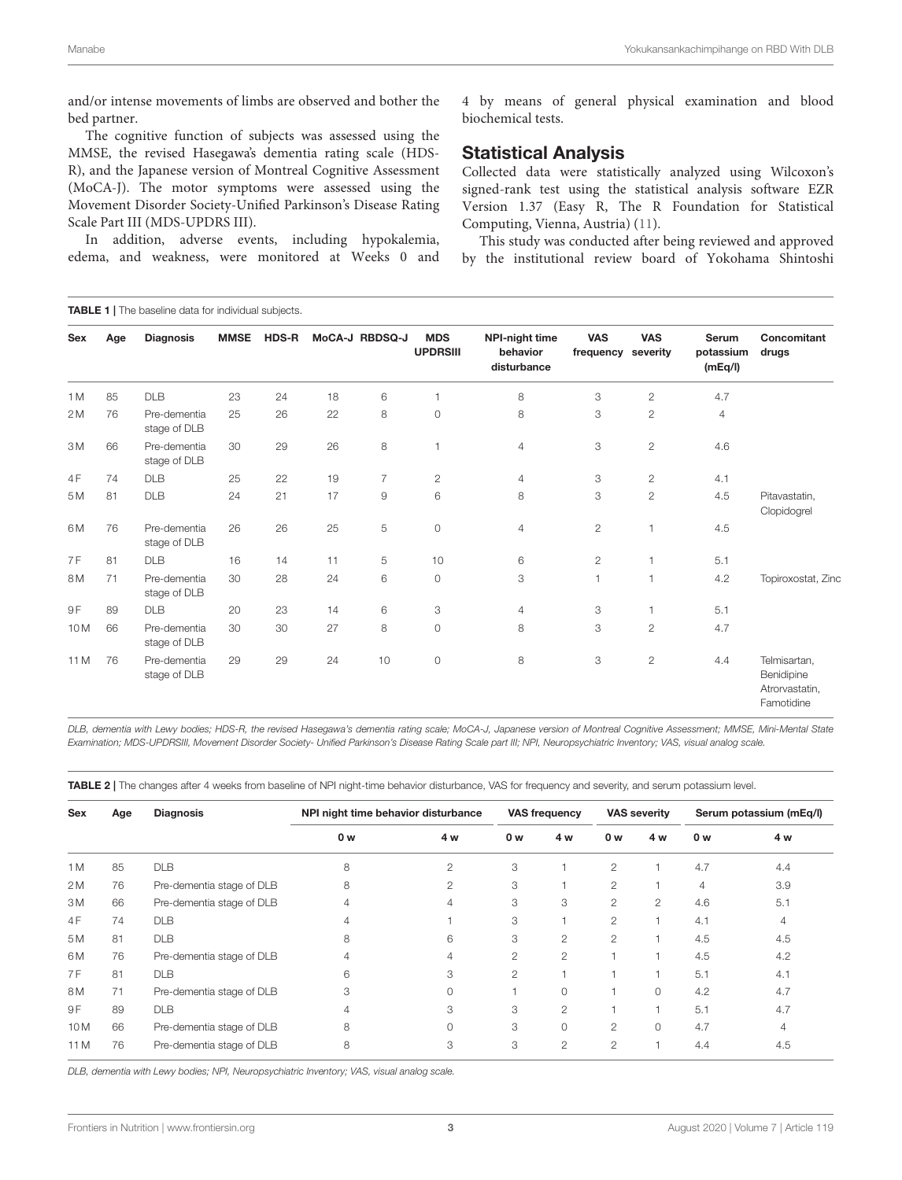and/or intense movements of limbs are observed and bother the bed partner.

The cognitive function of subjects was assessed using the MMSE, the revised Hasegawa's dementia rating scale (HDS-R), and the Japanese version of Montreal Cognitive Assessment (MoCA-J). The motor symptoms were assessed using the Movement Disorder Society-Unified Parkinson's Disease Rating Scale Part III (MDS-UPDRS III).

In addition, adverse events, including hypokalemia, edema, and weakness, were monitored at Weeks 0 and 4 by means of general physical examination and blood biochemical tests.

## Statistical Analysis

Collected data were statistically analyzed using Wilcoxon's signed-rank test using the statistical analysis software EZR Version 1.37 (Easy R, The R Foundation for Statistical Computing, Vienna, Austria) (11).

This study was conducted after being reviewed and approved by the institutional review board of Yokohama Shintoshi

**TABLE 1 |** The baseline data for individual subjects.

| Sex | Age | Diagnosis | MMSE | HDS-R | MoCA-J | RBDSQ-J | MDS UPDRSIII | NPI-night time behavior disturbance | VAS frequency | VAS severity | Serum potassium (mEq/l) | Concomitant drugs |
|---|---|---|---|---|---|---|---|---|---|---|---|---|
| 1 M | 85 | DLB | 23 | 24 | 18 | 6 | 1 | 8 | 3 | 2 | 4.7 | |
| 2 M | 76 | Pre-dementia stage of DLB | 25 | 26 | 22 | 8 | 0 | 8 | 3 | 2 | 4 | |
| 3 M | 66 | Pre-dementia stage of DLB | 30 | 29 | 26 | 8 | 1 | 4 | 3 | 2 | 4.6 | |
| 4 F | 74 | DLB | 25 | 22 | 19 | 7 | 2 | 4 | 3 | 2 | 4.1 | |
| 5 M | 81 | DLB | 24 | 21 | 17 | 9 | 6 | 8 | 3 | 2 | 4.5 | Pitavastatin, Clopidogrel |
| 6 M | 76 | Pre-dementia stage of DLB | 26 | 26 | 25 | 5 | 0 | 4 | 2 | 1 | 4.5 | |
| 7 F | 81 | DLB | 16 | 14 | 11 | 5 | 10 | 6 | 2 | 1 | 5.1 | |
| 8 M | 71 | Pre-dementia stage of DLB | 30 | 28 | 24 | 6 | 0 | 3 | 1 | 1 | 4.2 | Topiroxostat, Zinc |
| 9 F | 89 | DLB | 20 | 23 | 14 | 6 | 3 | 4 | 3 | 1 | 5.1 | |
| 10 M | 66 | Pre-dementia stage of DLB | 30 | 30 | 27 | 8 | 0 | 8 | 3 | 2 | 4.7 | |
| 11 M | 76 | Pre-dementia stage of DLB | 29 | 29 | 24 | 10 | 0 | 8 | 3 | 2 | 4.4 | Telmisartan, Benidipine Atrorvastatin, Famotidine |

*DLB, dementia with Lewy bodies; HDS-R, the revised Hasegawa's dementia rating scale; MoCA-J, Japanese version of Montreal Cognitive Assessment; MMSE, Mini-Mental State Examination; MDS-UPDRSIII, Movement Disorder Society- Unified Parkinson's Disease Rating Scale part III; NPI, Neuropsychiatric Inventory; VAS, visual analog scale.*

**TABLE 2 |** The changes after 4 weeks from baseline of NPI night-time behavior disturbance, VAS for frequency and severity, and serum potassium level.

| Sex | Age | Diagnosis | NPI night time behavior disturbance | | VAS frequency | | VAS severity | | Serum potassium (mEq/l) | |
|---|---|---|---|---|---|---|---|---|---|---|
| | | | 0 w | 4 w | 0 w | 4 w | 0 w | 4 w | 0 w | 4 w |
| 1 M | 85 | DLB | 8 | 2 | 3 | 1 | 2 | 1 | 4.7 | 4.4 |
| 2 M | 76 | Pre-dementia stage of DLB | 8 | 2 | 3 | 1 | 2 | 1 | 4 | 3.9 |
| 3 M | 66 | Pre-dementia stage of DLB | 4 | 4 | 3 | 3 | 2 | 2 | 4.6 | 5.1 |
| 4 F | 74 | DLB | 4 | 1 | 3 | 1 | 2 | 1 | 4.1 | 4 |
| 5 M | 81 | DLB | 8 | 6 | 3 | 2 | 2 | 1 | 4.5 | 4.5 |
| 6 M | 76 | Pre-dementia stage of DLB | 4 | 4 | 2 | 2 | 1 | 1 | 4.5 | 4.2 |
| 7 F | 81 | DLB | 6 | 3 | 2 | 1 | 1 | 1 | 5.1 | 4.1 |
| 8 M | 71 | Pre-dementia stage of DLB | 3 | 0 | 1 | 0 | 1 | 0 | 4.2 | 4.7 |
| 9 F | 89 | DLB | 4 | 3 | 3 | 2 | 1 | 1 | 5.1 | 4.7 |
| 10 M | 66 | Pre-dementia stage of DLB | 8 | 0 | 3 | 0 | 2 | 0 | 4.7 | 4 |
| 11 M | 76 | Pre-dementia stage of DLB | 8 | 3 | 3 | 2 | 2 | 1 | 4.4 | 4.5 |

*DLB, dementia with Lewy bodies; NPI, Neuropsychiatric Inventory; VAS, visual analog scale.*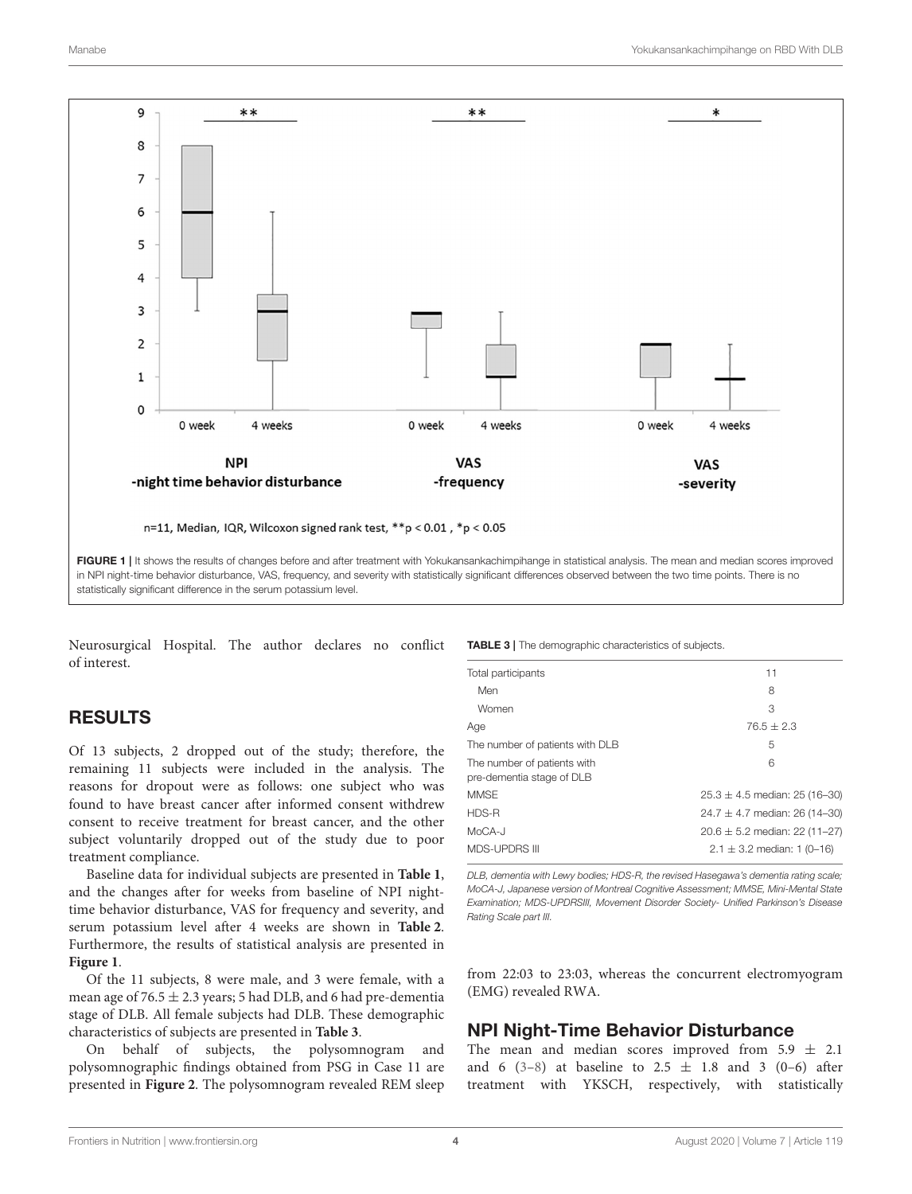FIGURE 1 | It shows the results of changes before and after treatment with Yokukansankachimpihange in statistical analysis. The mean and median scores improved in NPI night-time behavior disturbance, VAS, frequency, and severity with statistically significant differences observed between the two time points. There is no statistically significant difference in the serum potassium level.

Neurosurgical Hospital. The author declares no conflict of interest.

## RESULTS

Of 13 subjects, 2 dropped out of the study; therefore, the remaining 11 subjects were included in the analysis. The reasons for dropout were as follows: one subject who was found to have breast cancer after informed consent withdrew consent to receive treatment for breast cancer, and the other subject voluntarily dropped out of the study due to poor treatment compliance.

Baseline data for individual subjects are presented in **Table 1**, and the changes after for weeks from baseline of NPI night-time behavior disturbance, VAS for frequency and severity, and serum potassium level after 4 weeks are shown in **Table 2**. Furthermore, the results of statistical analysis are presented in **Figure 1**.

Of the 11 subjects, 8 were male, and 3 were female, with a mean age of 76.5 ± 2.3 years; 5 had DLB, and 6 had pre-dementia stage of DLB. All female subjects had DLB. These demographic characteristics of subjects are presented in **Table 3**.

On behalf of subjects, the polysomnogram and polysomnographic findings obtained from PSG in Case 11 are presented in **Figure 2**. The polysomnogram revealed REM sleep from 22:03 to 23:03, whereas the concurrent electromyogram (EMG) revealed RWA.

**TABLE 3 |** The demographic characteristics of subjects.

| | |
|---|---|
| Total participants | 11 |
| Men | 8 |
| Women | 3 |
| Age | 76.5 ± 2.3 |
| The number of patients with DLB | 5 |
| The number of patients with pre-dementia stage of DLB | 6 |
| MMSE | 25.3 ± 4.5 median: 25 (16–30) |
| HDS-R | 24.7 ± 4.7 median: 26 (14–30) |
| MoCA-J | 20.6 ± 5.2 median: 22 (11–27) |
| MDS-UPDRS III | 2.1 ± 3.2 median: 1 (0–16) |

*DLB, dementia with Lewy bodies; HDS-R, the revised Hasegawa's dementia rating scale; MoCA-J, Japanese version of Montreal Cognitive Assessment; MMSE, Mini-Mental State Examination; MDS-UPDRSIII, Movement Disorder Society- Unified Parkinson's Disease Rating Scale part III.*

### NPI Night-Time Behavior Disturbance

The mean and median scores improved from 5.9 ± 2.1 and 6 (3–8) at baseline to 2.5 ± 1.8 and 3 (0–6) after treatment with YKSCH, respectively, with statistically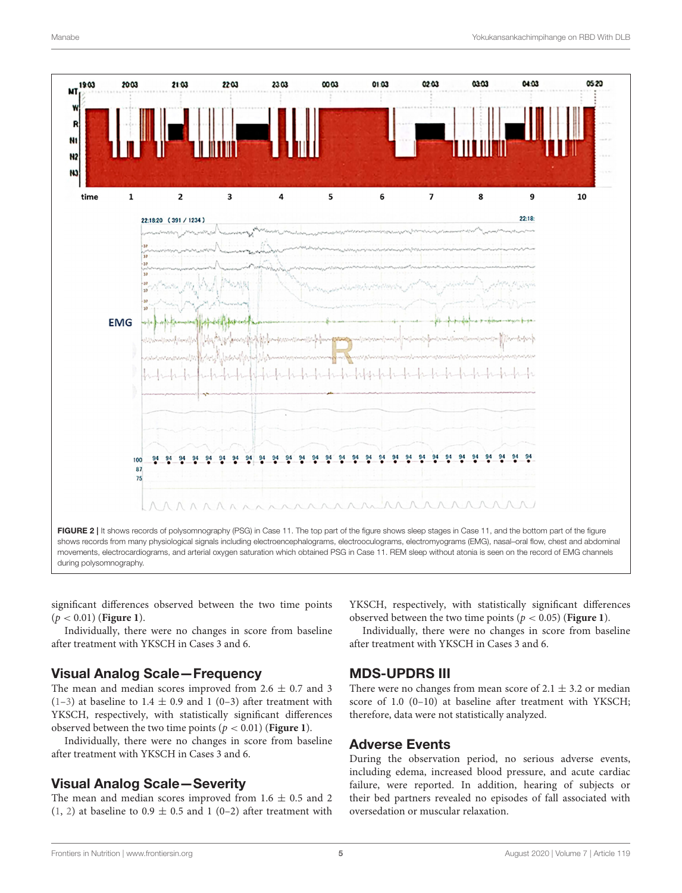FIGURE 2 | It shows records of polysomnography (PSG) in Case 11. The top part of the figure shows sleep stages in Case 11, and the bottom part of the figure shows records from many physiological signals including electroencephalograms, electrooculograms, electromyograms (EMG), nasal–oral flow, chest and abdominal movements, electrocardiograms, and arterial oxygen saturation which obtained PSG in Case 11. REM sleep without atonia is seen on the record of EMG channels during polysomnography.

significant differences observed between the two time points ($p < 0.01$) (**Figure 1**).

Individually, there were no changes in score from baseline after treatment with YKSCH in Cases 3 and 6.

## Visual Analog Scale—Frequency

The mean and median scores improved from $2.6 \pm 0.7$ and 3 (1–3) at baseline to $1.4 \pm 0.9$ and 1 (0–3) after treatment with YKSCH, respectively, with statistically significant differences observed between the two time points ($p < 0.01$) (**Figure 1**).

Individually, there were no changes in score from baseline after treatment with YKSCH in Cases 3 and 6.

## Visual Analog Scale—Severity

The mean and median scores improved from $1.6 \pm 0.5$ and 2 (1, 2) at baseline to $0.9 \pm 0.5$ and 1 (0–2) after treatment with YKSCH, respectively, with statistically significant differences observed between the two time points ($p < 0.05$) (**Figure 1**).

Individually, there were no changes in score from baseline after treatment with YKSCH in Cases 3 and 6.

## MDS-UPDRS III

There were no changes from mean score of $2.1 \pm 3.2$ or median score of 1.0 (0–10) at baseline after treatment with YKSCH; therefore, data were not statistically analyzed.

## Adverse Events

During the observation period, no serious adverse events, including edema, increased blood pressure, and acute cardiac failure, were reported. In addition, hearing of subjects or their bed partners revealed no episodes of fall associated with oversedation or muscular relaxation.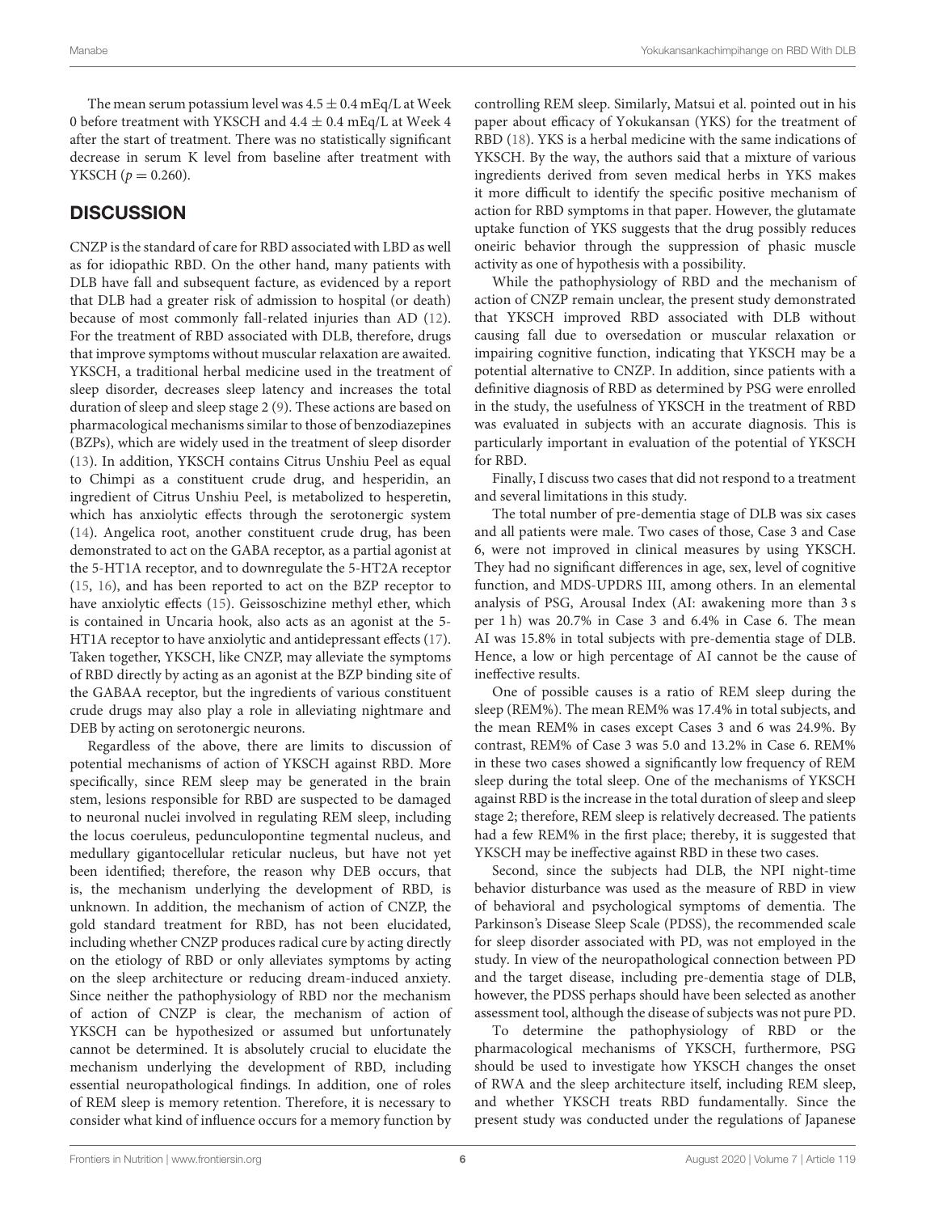The mean serum potassium level was $4.5 \pm 0.4$ mEq/L at Week 0 before treatment with YKSCH and $4.4 \pm 0.4$ mEq/L at Week 4 after the start of treatment. There was no statistically significant decrease in serum K level from baseline after treatment with YKSCH ($p = 0.260$).

## DISCUSSION

CNZP is the standard of care for RBD associated with LBD as well as for idiopathic RBD. On the other hand, many patients with DLB have fall and subsequent facture, as evidenced by a report that DLB had a greater risk of admission to hospital (or death) because of most commonly fall-related injuries than AD (12). For the treatment of RBD associated with DLB, therefore, drugs that improve symptoms without muscular relaxation are awaited. YKSCH, a traditional herbal medicine used in the treatment of sleep disorder, decreases sleep latency and increases the total duration of sleep and sleep stage 2 (9). These actions are based on pharmacological mechanisms similar to those of benzodiazepines (BZPs), which are widely used in the treatment of sleep disorder (13). In addition, YKSCH contains Citrus Unshiu Peel as equal to Chimpi as a constituent crude drug, and hesperidin, an ingredient of Citrus Unshiu Peel, is metabolized to hesperetin, which has anxiolytic effects through the serotonergic system (14). Angelica root, another constituent crude drug, has been demonstrated to act on the GABA receptor, as a partial agonist at the 5-HT1A receptor, and to downregulate the 5-HT2A receptor (15, 16), and has been reported to act on the BZP receptor to have anxiolytic effects (15). Geissoschizine methyl ether, which is contained in Uncaria hook, also acts as an agonist at the 5-HT1A receptor to have anxiolytic and antidepressant effects (17). Taken together, YKSCH, like CNZP, may alleviate the symptoms of RBD directly by acting as an agonist at the BZP binding site of the GABAA receptor, but the ingredients of various constituent crude drugs may also play a role in alleviating nightmare and DEB by acting on serotonergic neurons.

Regardless of the above, there are limits to discussion of potential mechanisms of action of YKSCH against RBD. More specifically, since REM sleep may be generated in the brain stem, lesions responsible for RBD are suspected to be damaged to neuronal nuclei involved in regulating REM sleep, including the locus coeruleus, pedunculopontine tegmental nucleus, and medullary gigantocellular reticular nucleus, but have not yet been identified; therefore, the reason why DEB occurs, that is, the mechanism underlying the development of RBD, is unknown. In addition, the mechanism of action of CNZP, the gold standard treatment for RBD, has not been elucidated, including whether CNZP produces radical cure by acting directly on the etiology of RBD or only alleviates symptoms by acting on the sleep architecture or reducing dream-induced anxiety. Since neither the pathophysiology of RBD nor the mechanism of action of CNZP is clear, the mechanism of action of YKSCH can be hypothesized or assumed but unfortunately cannot be determined. It is absolutely crucial to elucidate the mechanism underlying the development of RBD, including essential neuropathological findings. In addition, one of roles of REM sleep is memory retention. Therefore, it is necessary to consider what kind of influence occurs for a memory function by controlling REM sleep. Similarly, Matsui et al. pointed out in his paper about efficacy of Yokukansan (YKS) for the treatment of RBD (18). YKS is a herbal medicine with the same indications of YKSCH. By the way, the authors said that a mixture of various ingredients derived from seven medical herbs in YKS makes it more difficult to identify the specific positive mechanism of action for RBD symptoms in that paper. However, the glutamate uptake function of YKS suggests that the drug possibly reduces oneiric behavior through the suppression of phasic muscle activity as one of hypothesis with a possibility.

While the pathophysiology of RBD and the mechanism of action of CNZP remain unclear, the present study demonstrated that YKSCH improved RBD associated with DLB without causing fall due to oversedation or muscular relaxation or impairing cognitive function, indicating that YKSCH may be a potential alternative to CNZP. In addition, since patients with a definitive diagnosis of RBD as determined by PSG were enrolled in the study, the usefulness of YKSCH in the treatment of RBD was evaluated in subjects with an accurate diagnosis. This is particularly important in evaluation of the potential of YKSCH for RBD.

Finally, I discuss two cases that did not respond to a treatment and several limitations in this study.

The total number of pre-dementia stage of DLB was six cases and all patients were male. Two cases of those, Case 3 and Case 6, were not improved in clinical measures by using YKSCH. They had no significant differences in age, sex, level of cognitive function, and MDS-UPDRS III, among others. In an elemental analysis of PSG, Arousal Index (AI: awakening more than 3 s per 1 h) was 20.7% in Case 3 and 6.4% in Case 6. The mean AI was 15.8% in total subjects with pre-dementia stage of DLB. Hence, a low or high percentage of AI cannot be the cause of ineffective results.

One of possible causes is a ratio of REM sleep during the sleep (REM%). The mean REM% was 17.4% in total subjects, and the mean REM% in cases except Cases 3 and 6 was 24.9%. By contrast, REM% of Case 3 was 5.0 and 13.2% in Case 6. REM% in these two cases showed a significantly low frequency of REM sleep during the total sleep. One of the mechanisms of YKSCH against RBD is the increase in the total duration of sleep and sleep stage 2; therefore, REM sleep is relatively decreased. The patients had a few REM% in the first place; thereby, it is suggested that YKSCH may be ineffective against RBD in these two cases.

Second, since the subjects had DLB, the NPI night-time behavior disturbance was used as the measure of RBD in view of behavioral and psychological symptoms of dementia. The Parkinson's Disease Sleep Scale (PDSS), the recommended scale for sleep disorder associated with PD, was not employed in the study. In view of the neuropathological connection between PD and the target disease, including pre-dementia stage of DLB, however, the PDSS perhaps should have been selected as another assessment tool, although the disease of subjects was not pure PD.

To determine the pathophysiology of RBD or the pharmacological mechanisms of YKSCH, furthermore, PSG should be used to investigate how YKSCH changes the onset of RWA and the sleep architecture itself, including REM sleep, and whether YKSCH treats RBD fundamentally. Since the present study was conducted under the regulations of Japanese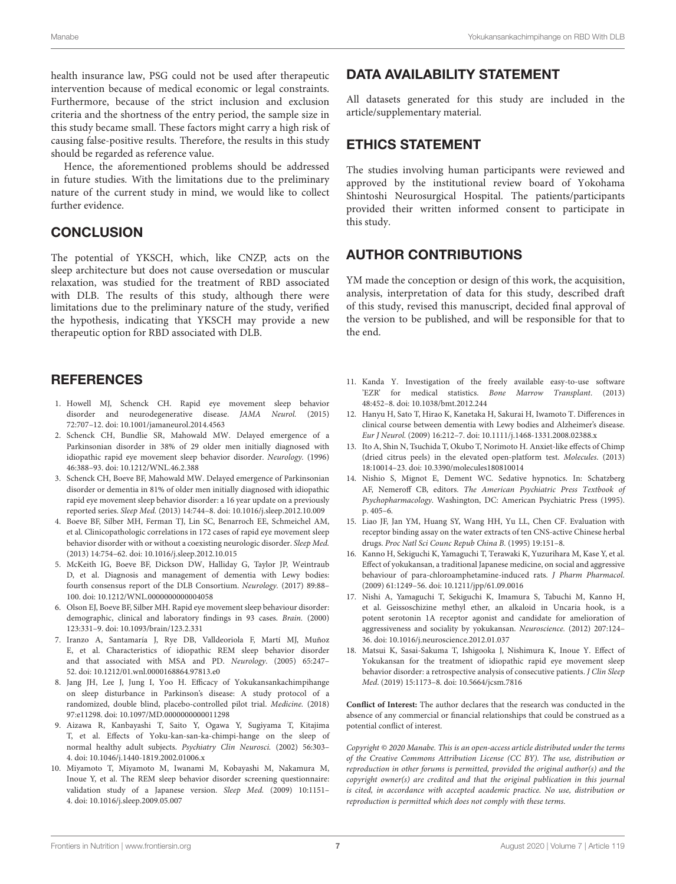health insurance law, PSG could not be used after therapeutic intervention because of medical economic or legal constraints. Furthermore, because of the strict inclusion and exclusion criteria and the shortness of the entry period, the sample size in this study became small. These factors might carry a high risk of causing false-positive results. Therefore, the results in this study should be regarded as reference value.

Hence, the aforementioned problems should be addressed in future studies. With the limitations due to the preliminary nature of the current study in mind, we would like to collect further evidence.

## CONCLUSION

The potential of YKSCH, which, like CNZP, acts on the sleep architecture but does not cause oversedation or muscular relaxation, was studied for the treatment of RBD associated with DLB. The results of this study, although there were limitations due to the preliminary nature of the study, verified the hypothesis, indicating that YKSCH may provide a new therapeutic option for RBD associated with DLB.

## DATA AVAILABILITY STATEMENT

All datasets generated for this study are included in the article/supplementary material.

## ETHICS STATEMENT

The studies involving human participants were reviewed and approved by the institutional review board of Yokohama Shintoshi Neurosurgical Hospital. The patients/participants provided their written informed consent to participate in this study.

## AUTHOR CONTRIBUTIONS

YM made the conception or design of this work, the acquisition, analysis, interpretation of data for this study, described draft of this study, revised this manuscript, decided final approval of the version to be published, and will be responsible for that to the end.

## REFERENCES

1. Howell MJ, Schenck CH. Rapid eye movement sleep behavior disorder and neurodegenerative disease. *JAMA Neurol.* (2015) 72:707–12. doi: 10.1001/jamaneurol.2014.4563
2. Schenck CH, Bundlie SR, Mahowald MW. Delayed emergence of a Parkinsonian disorder in 38% of 29 older men initially diagnosed with idiopathic rapid eye movement sleep behavior disorder. *Neurology.* (1996) 46:388–93. doi: 10.1212/WNL.46.2.388
3. Schenck CH, Boeve BF, Mahowald MW. Delayed emergence of Parkinsonian disorder or dementia in 81% of older men initially diagnosed with idiopathic rapid eye movement sleep behavior disorder: a 16 year update on a previously reported series. *Sleep Med.* (2013) 14:744–8. doi: 10.1016/j.sleep.2012.10.009
4. Boeve BF, Silber MH, Ferman TJ, Lin SC, Benarroch EE, Schmeichel AM, et al. Clinicopathologic correlations in 172 cases of rapid eye movement sleep behavior disorder with or without a coexisting neurologic disorder. *Sleep Med.* (2013) 14:754–62. doi: 10.1016/j.sleep.2012.10.015
5. McKeith IG, Boeve BF, Dickson DW, Halliday G, Taylor JP, Weintraub D, et al. Diagnosis and management of dementia with Lewy bodies: fourth consensus report of the DLB Consortium. *Neurology.* (2017) 89:88–100. doi: 10.1212/WNL.0000000000004058
6. Olson EJ, Boeve BF, Silber MH. Rapid eye movement sleep behaviour disorder: demographic, clinical and laboratory findings in 93 cases. *Brain.* (2000) 123:331–9. doi: 10.1093/brain/123.2.331
7. Iranzo A, Santamaría J, Rye DB, Valldeoriola F, Martí MJ, Muñoz E, et al. Characteristics of idiopathic REM sleep behavior disorder and that associated with MSA and PD. *Neurology*. (2005) 65:247–52. doi: 10.1212/01.wnl.0000168864.97813.e0
8. Jang JH, Lee J, Jung I, Yoo H. Efficacy of Yokukansankachimpihange on sleep disturbance in Parkinson's disease: A study protocol of a randomized, double blind, placebo-controlled pilot trial. *Medicine.* (2018) 97:e11298. doi: 10.1097/MD.0000000000011298
9. Aizawa R, Kanbayashi T, Saito Y, Ogawa Y, Sugiyama T, Kitajima T, et al. Effects of Yoku-kan-san-ka-chimpi-hange on the sleep of normal healthy adult subjects. *Psychiatry Clin Neurosci.* (2002) 56:303–4. doi: 10.1046/j.1440-1819.2002.01006.x
10. Miyamoto T, Miyamoto M, Iwanami M, Kobayashi M, Nakamura M, Inoue Y, et al. The REM sleep behavior disorder screening questionnaire: validation study of a Japanese version. *Sleep Med.* (2009) 10:1151–4. doi: 10.1016/j.sleep.2009.05.007
11. Kanda Y. Investigation of the freely available easy-to-use software 'EZR' for medical statistics. *Bone Marrow Transplant*. (2013) 48:452–8. doi: 10.1038/bmt.2012.244
12. Hanyu H, Sato T, Hirao K, Kanetaka H, Sakurai H, Iwamoto T. Differences in clinical course between dementia with Lewy bodies and Alzheimer's disease. *Eur J Neurol.* (2009) 16:212–7. doi: 10.1111/j.1468-1331.2008.02388.x
13. Ito A, Shin N, Tsuchida T, Okubo T, Norimoto H. Anxiet-like effects of Chimp (dried citrus peels) in the elevated open-platform test. *Molecules.* (2013) 18:10014–23. doi: 10.3390/molecules180810014
14. Nishio S, Mignot E, Dement WC. Sedative hypnotics. In: Schatzberg AF, Nemeroff CB, editors. *The American Psychiatric Press Textbook of Psychopharmacology*. Washington, DC: American Psychiatric Press (1995). p. 405–6.
15. Liao JF, Jan YM, Huang SY, Wang HH, Yu LL, Chen CF. Evaluation with receptor binding assay on the water extracts of ten CNS-active Chinese herbal drugs. *Proc Natl Sci Counc Repub China B*. (1995) 19:151–8.
16. Kanno H, Sekiguchi K, Yamaguchi T, Terawaki K, Yuzurihara M, Kase Y, et al. Effect of yokukansan, a traditional Japanese medicine, on social and aggressive behaviour of para-chloroamphetamine-induced rats. *J Pharm Pharmacol.* (2009) 61:1249–56. doi: 10.1211/jpp/61.09.0016
17. Nishi A, Yamaguchi T, Sekiguchi K, Imamura S, Tabuchi M, Kanno H, et al. Geissoschizine methyl ether, an alkaloid in Uncaria hook, is a potent serotonin 1A receptor agonist and candidate for amelioration of aggressiveness and sociality by yokukansan. *Neuroscience.* (2012) 207:124–36. doi: 10.1016/j.neuroscience.2012.01.037
18. Matsui K, Sasai-Sakuma T, Ishigooka J, Nishimura K, Inoue Y. Effect of Yokukansan for the treatment of idiopathic rapid eye movement sleep behavior disorder: a retrospective analysis of consecutive patients. *J Clin Sleep Med*. (2019) 15:1173–8. doi: 10.5664/jcsm.7816

**Conflict of Interest:** The author declares that the research was conducted in the absence of any commercial or financial relationships that could be construed as a potential conflict of interest.

*Copyright © 2020 Manabe. This is an open-access article distributed under the terms of the Creative Commons Attribution License (CC BY). The use, distribution or reproduction in other forums is permitted, provided the original author(s) and the copyright owner(s) are credited and that the original publication in this journal is cited, in accordance with accepted academic practice. No use, distribution or reproduction is permitted which does not comply with these terms.*